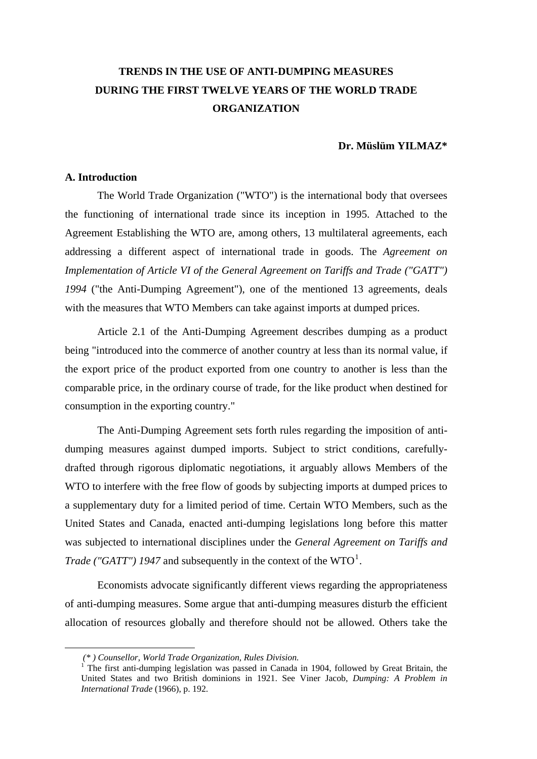# TRENDS IN THE USE OF ANTI-DUMPING MEASURES DURING THE FIRST TWELVE YEARS OF THE WORLD TRADE ORGANIZATION

**Dr. Müslüm YILMAZ***

## A. Introduction

The World Trade Organization ("WTO") is the international body that oversees the functioning of international trade since its inception in 1995. Attached to the Agreement Establishing the WTO are, among others, 13 multilateral agreements, each addressing a different aspect of international trade in goods. The *Agreement on Implementation of Article VI of the General Agreement on Tariffs and Trade ("GATT") 1994* ("the Anti-Dumping Agreement"), one of the mentioned 13 agreements, deals with the measures that WTO Members can take against imports at dumped prices.

Article 2.1 of the Anti-Dumping Agreement describes dumping as a product being "introduced into the commerce of another country at less than its normal value, if the export price of the product exported from one country to another is less than the comparable price, in the ordinary course of trade, for the like product when destined for consumption in the exporting country."

The Anti-Dumping Agreement sets forth rules regarding the imposition of anti-dumping measures against dumped imports. Subject to strict conditions, carefully-drafted through rigorous diplomatic negotiations, it arguably allows Members of the WTO to interfere with the free flow of goods by subjecting imports at dumped prices to a supplementary duty for a limited period of time. Certain WTO Members, such as the United States and Canada, enacted anti-dumping legislations long before this matter was subjected to international disciplines under the *General Agreement on Tariffs and Trade ("GATT") 1947* and subsequently in the context of the WTO[1].

Economists advocate significantly different views regarding the appropriateness of anti-dumping measures. Some argue that anti-dumping measures disturb the efficient allocation of resources globally and therefore should not be allowed. Others take the

---

*(\*) Counsellor, World Trade Organization, Rules Division.*

[1] The first anti-dumping legislation was passed in Canada in 1904, followed by Great Britain, the United States and two British dominions in 1921. See Viner Jacob, *Dumping: A Problem in International Trade* (1966), p. 192.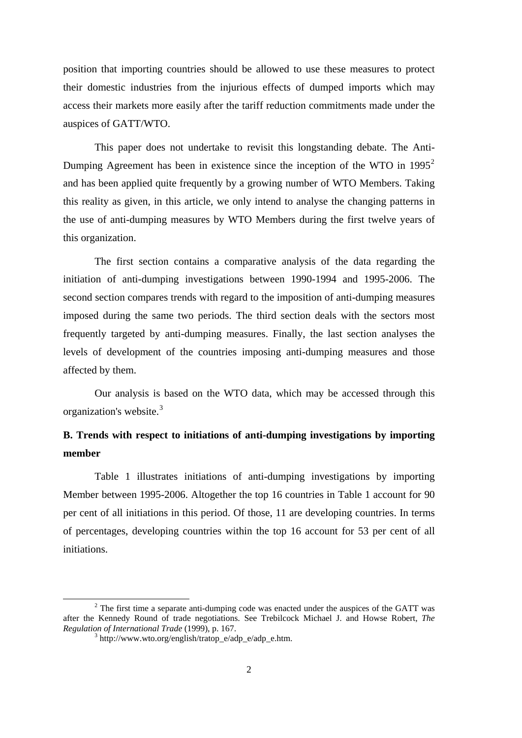position that importing countries should be allowed to use these measures to protect their domestic industries from the injurious effects of dumped imports which may access their markets more easily after the tariff reduction commitments made under the auspices of GATT/WTO.

This paper does not undertake to revisit this longstanding debate. The Anti-Dumping Agreement has been in existence since the inception of the WTO in 1995[2] and has been applied quite frequently by a growing number of WTO Members. Taking this reality as given, in this article, we only intend to analyse the changing patterns in the use of anti-dumping measures by WTO Members during the first twelve years of this organization.

The first section contains a comparative analysis of the data regarding the initiation of anti-dumping investigations between 1990-1994 and 1995-2006. The second section compares trends with regard to the imposition of anti-dumping measures imposed during the same two periods. The third section deals with the sectors most frequently targeted by anti-dumping measures. Finally, the last section analyses the levels of development of the countries imposing anti-dumping measures and those affected by them.

Our analysis is based on the WTO data, which may be accessed through this organization's website.[3]

## B. Trends with respect to initiations of anti-dumping investigations by importing member

Table 1 illustrates initiations of anti-dumping investigations by importing Member between 1995-2006. Altogether the top 16 countries in Table 1 account for 90 per cent of all initiations in this period. Of those, 11 are developing countries. In terms of percentages, developing countries within the top 16 account for 53 per cent of all initiations.

---

[2] The first time a separate anti-dumping code was enacted under the auspices of the GATT was after the Kennedy Round of trade negotiations. See Trebilcock Michael J. and Howse Robert, *The Regulation of International Trade* (1999), p. 167.

[3] http://www.wto.org/english/tratop_e/adp_e/adp_e.htm.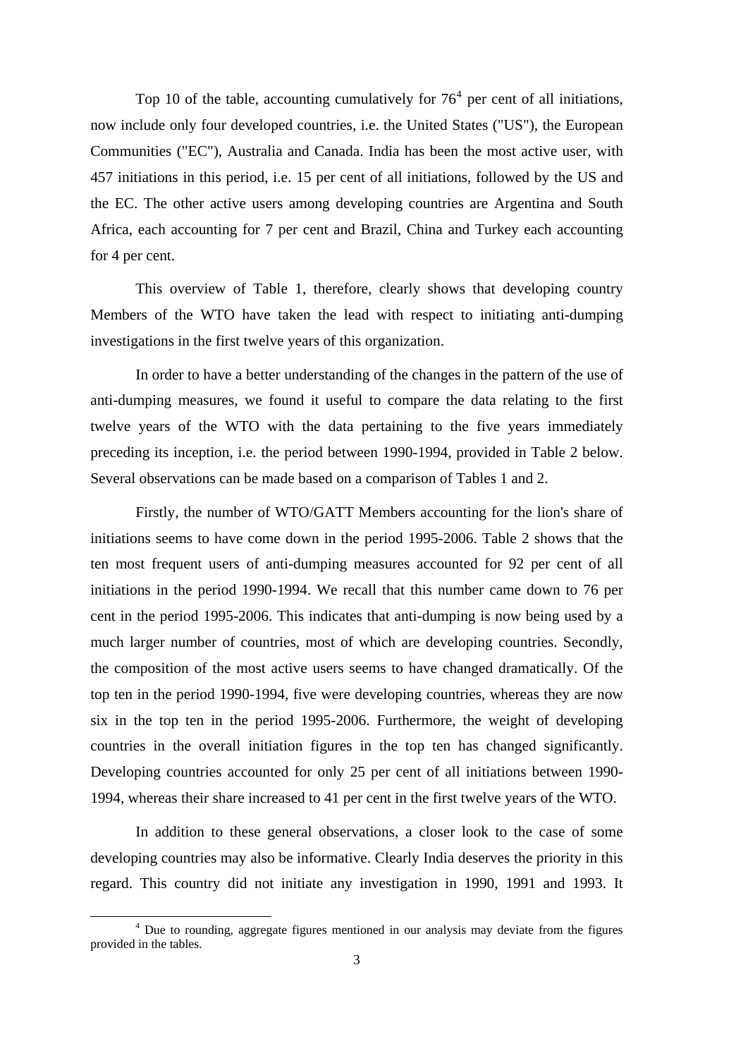Top 10 of the table, accounting cumulatively for 76[4] per cent of all initiations, now include only four developed countries, i.e. the United States ("US"), the European Communities ("EC"), Australia and Canada. India has been the most active user, with 457 initiations in this period, i.e. 15 per cent of all initiations, followed by the US and the EC. The other active users among developing countries are Argentina and South Africa, each accounting for 7 per cent and Brazil, China and Turkey each accounting for 4 per cent.

This overview of Table 1, therefore, clearly shows that developing country Members of the WTO have taken the lead with respect to initiating anti-dumping investigations in the first twelve years of this organization.

In order to have a better understanding of the changes in the pattern of the use of anti-dumping measures, we found it useful to compare the data relating to the first twelve years of the WTO with the data pertaining to the five years immediately preceding its inception, i.e. the period between 1990-1994, provided in Table 2 below. Several observations can be made based on a comparison of Tables 1 and 2.

Firstly, the number of WTO/GATT Members accounting for the lion's share of initiations seems to have come down in the period 1995-2006. Table 2 shows that the ten most frequent users of anti-dumping measures accounted for 92 per cent of all initiations in the period 1990-1994. We recall that this number came down to 76 per cent in the period 1995-2006. This indicates that anti-dumping is now being used by a much larger number of countries, most of which are developing countries. Secondly, the composition of the most active users seems to have changed dramatically. Of the top ten in the period 1990-1994, five were developing countries, whereas they are now six in the top ten in the period 1995-2006. Furthermore, the weight of developing countries in the overall initiation figures in the top ten has changed significantly. Developing countries accounted for only 25 per cent of all initiations between 1990-1994, whereas their share increased to 41 per cent in the first twelve years of the WTO.

In addition to these general observations, a closer look to the case of some developing countries may also be informative. Clearly India deserves the priority in this regard. This country did not initiate any investigation in 1990, 1991 and 1993. It

[4] Due to rounding, aggregate figures mentioned in our analysis may deviate from the figures provided in the tables.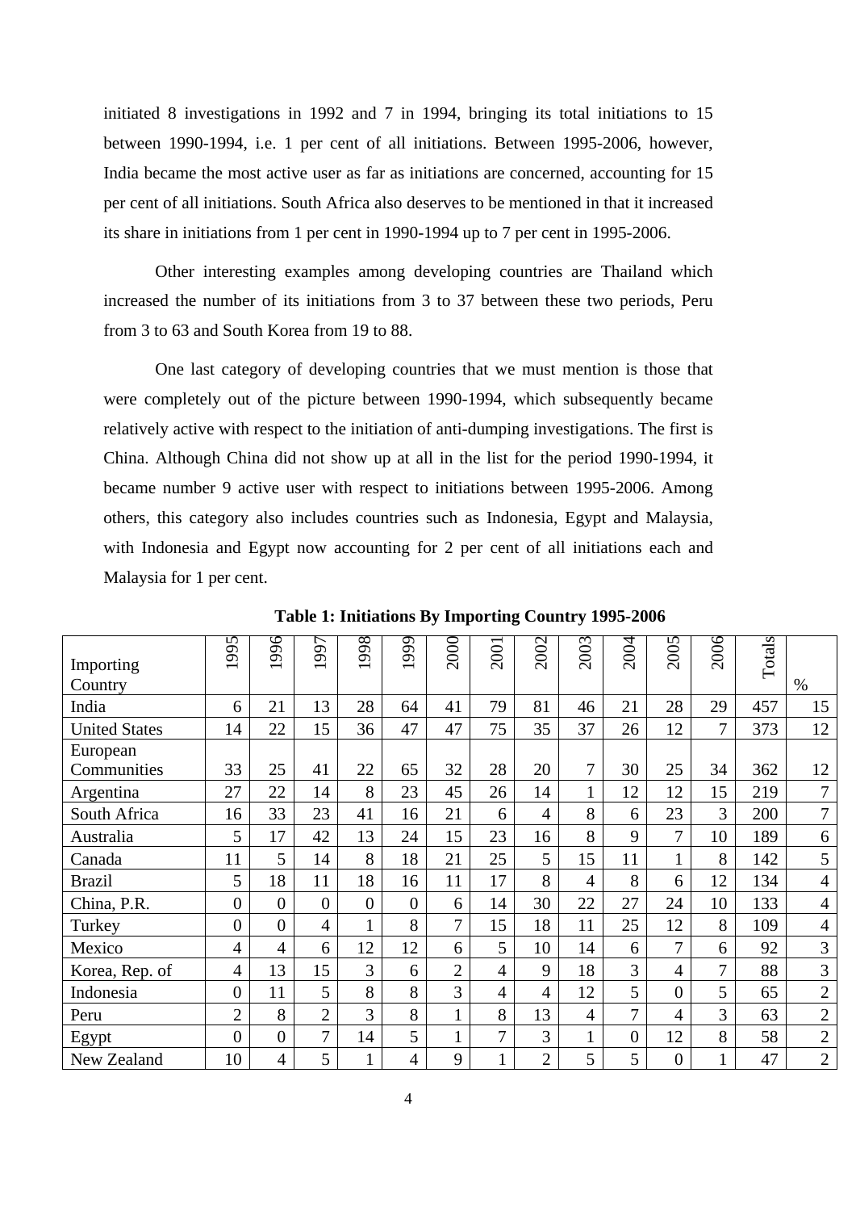initiated 8 investigations in 1992 and 7 in 1994, bringing its total initiations to 15 between 1990-1994, i.e. 1 per cent of all initiations. Between 1995-2006, however, India became the most active user as far as initiations are concerned, accounting for 15 per cent of all initiations. South Africa also deserves to be mentioned in that it increased its share in initiations from 1 per cent in 1990-1994 up to 7 per cent in 1995-2006.

Other interesting examples among developing countries are Thailand which increased the number of its initiations from 3 to 37 between these two periods, Peru from 3 to 63 and South Korea from 19 to 88.

One last category of developing countries that we must mention is those that were completely out of the picture between 1990-1994, which subsequently became relatively active with respect to the initiation of anti-dumping investigations. The first is China. Although China did not show up at all in the list for the period 1990-1994, it became number 9 active user with respect to initiations between 1995-2006. Among others, this category also includes countries such as Indonesia, Egypt and Malaysia, with Indonesia and Egypt now accounting for 2 per cent of all initiations each and Malaysia for 1 per cent.

**Table 1: Initiations By Importing Country 1995-2006**

| Importing Country | 1995 | 1996 | 1997 | 1998 | 1999 | 2000 | 2001 | 2002 | 2003 | 2004 | 2005 | 2006 | Totals | % |
|---|---|---|---|---|---|---|---|---|---|---|---|---|---|---|
| India | 6 | 21 | 13 | 28 | 64 | 41 | 79 | 81 | 46 | 21 | 28 | 29 | 457 | 15 |
| United States | 14 | 22 | 15 | 36 | 47 | 47 | 75 | 35 | 37 | 26 | 12 | 7 | 373 | 12 |
| European Communities | 33 | 25 | 41 | 22 | 65 | 32 | 28 | 20 | 7 | 30 | 25 | 34 | 362 | 12 |
| Argentina | 27 | 22 | 14 | 8 | 23 | 45 | 26 | 14 | 1 | 12 | 12 | 15 | 219 | 7 |
| South Africa | 16 | 33 | 23 | 41 | 16 | 21 | 6 | 4 | 8 | 6 | 23 | 3 | 200 | 7 |
| Australia | 5 | 17 | 42 | 13 | 24 | 15 | 23 | 16 | 8 | 9 | 7 | 10 | 189 | 6 |
| Canada | 11 | 5 | 14 | 8 | 18 | 21 | 25 | 5 | 15 | 11 | 1 | 8 | 142 | 5 |
| Brazil | 5 | 18 | 11 | 18 | 16 | 11 | 17 | 8 | 4 | 8 | 6 | 12 | 134 | 4 |
| China, P.R. | 0 | 0 | 0 | 0 | 0 | 6 | 14 | 30 | 22 | 27 | 24 | 10 | 133 | 4 |
| Turkey | 0 | 0 | 4 | 1 | 8 | 7 | 15 | 18 | 11 | 25 | 12 | 8 | 109 | 4 |
| Mexico | 4 | 4 | 6 | 12 | 12 | 6 | 5 | 10 | 14 | 6 | 7 | 6 | 92 | 3 |
| Korea, Rep. of | 4 | 13 | 15 | 3 | 6 | 2 | 4 | 9 | 18 | 3 | 4 | 7 | 88 | 3 |
| Indonesia | 0 | 11 | 5 | 8 | 8 | 3 | 4 | 4 | 12 | 5 | 0 | 5 | 65 | 2 |
| Peru | 2 | 8 | 2 | 3 | 8 | 1 | 8 | 13 | 4 | 7 | 4 | 3 | 63 | 2 |
| Egypt | 0 | 0 | 7 | 14 | 5 | 1 | 7 | 3 | 1 | 0 | 12 | 8 | 58 | 2 |
| New Zealand | 10 | 4 | 5 | 1 | 4 | 9 | 1 | 2 | 5 | 5 | 0 | 1 | 47 | 2 |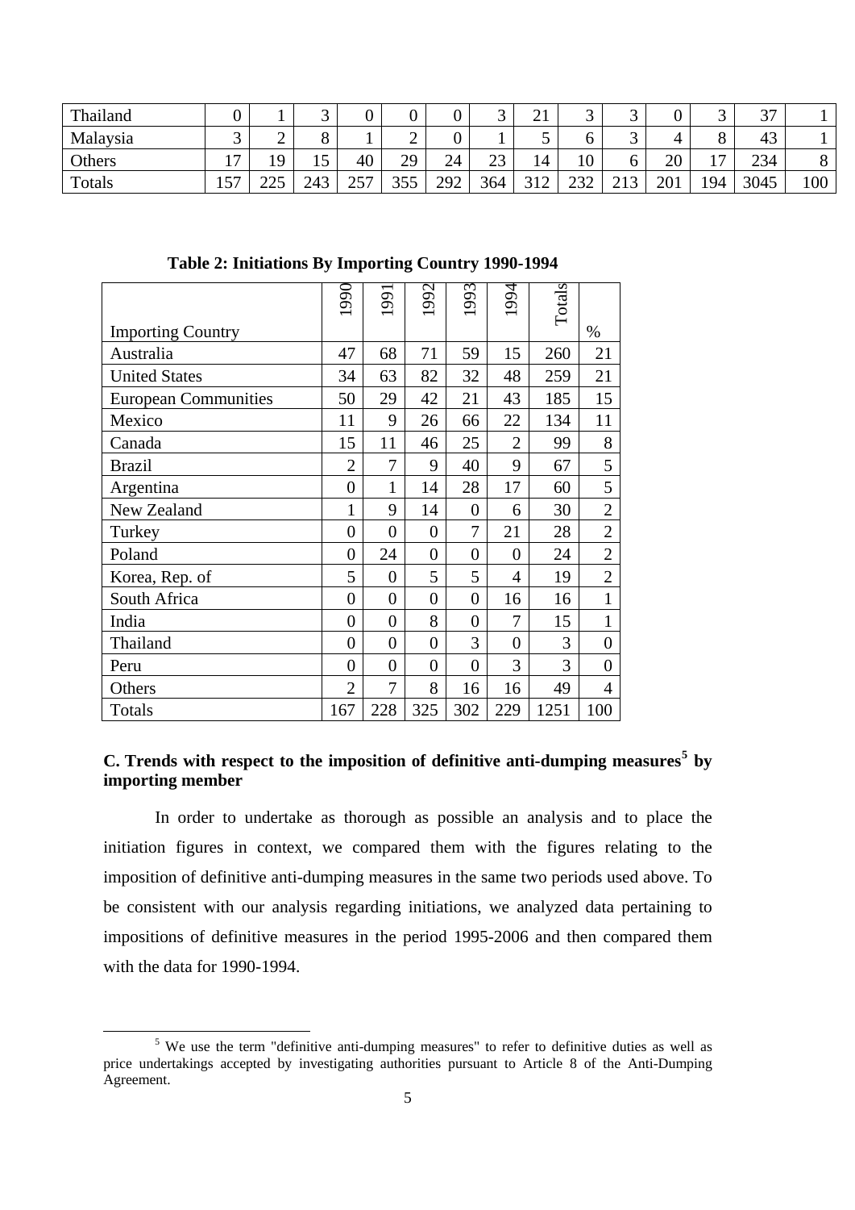| Thailand | 0 | 1 | 3 | 0 | 0 | 0 | 3 | 21 | 3 | 3 | 0 | 3 | 37 | 1 |
|---|---|---|---|---|---|---|---|---|---|---|---|---|---|---|
| Malaysia | 3 | 2 | 8 | 1 | 2 | 0 | 1 | 5 | 6 | 3 | 4 | 8 | 43 | 1 |
| Others | 17 | 19 | 15 | 40 | 29 | 24 | 23 | 14 | 10 | 6 | 20 | 17 | 234 | 8 |
| Totals | 157 | 225 | 243 | 257 | 355 | 292 | 364 | 312 | 232 | 213 | 201 | 194 | 3045 | 100 |

**Table 2: Initiations By Importing Country 1990-1994**

| Importing Country | 1990 | 1991 | 1992 | 1993 | 1994 | Totals | % |
|---|---|---|---|---|---|---|---|
| Australia | 47 | 68 | 71 | 59 | 15 | 260 | 21 |
| United States | 34 | 63 | 82 | 32 | 48 | 259 | 21 |
| European Communities | 50 | 29 | 42 | 21 | 43 | 185 | 15 |
| Mexico | 11 | 9 | 26 | 66 | 22 | 134 | 11 |
| Canada | 15 | 11 | 46 | 25 | 2 | 99 | 8 |
| Brazil | 2 | 7 | 9 | 40 | 9 | 67 | 5 |
| Argentina | 0 | 1 | 14 | 28 | 17 | 60 | 5 |
| New Zealand | 1 | 9 | 14 | 0 | 6 | 30 | 2 |
| Turkey | 0 | 0 | 0 | 7 | 21 | 28 | 2 |
| Poland | 0 | 24 | 0 | 0 | 0 | 24 | 2 |
| Korea, Rep. of | 5 | 0 | 5 | 5 | 4 | 19 | 2 |
| South Africa | 0 | 0 | 0 | 0 | 16 | 16 | 1 |
| India | 0 | 0 | 8 | 0 | 7 | 15 | 1 |
| Thailand | 0 | 0 | 0 | 3 | 0 | 3 | 0 |
| Peru | 0 | 0 | 0 | 0 | 3 | 3 | 0 |
| Others | 2 | 7 | 8 | 16 | 16 | 49 | 4 |
| Totals | 167 | 228 | 325 | 302 | 229 | 1251 | 100 |

### C. Trends with respect to the imposition of definitive anti-dumping measures[5] by importing member

In order to undertake as thorough as possible an analysis and to place the initiation figures in context, we compared them with the figures relating to the imposition of definitive anti-dumping measures in the same two periods used above. To be consistent with our analysis regarding initiations, we analyzed data pertaining to impositions of definitive measures in the period 1995-2006 and then compared them with the data for 1990-1994.

[5] We use the term "definitive anti-dumping measures" to refer to definitive duties as well as price undertakings accepted by investigating authorities pursuant to Article 8 of the Anti-Dumping Agreement.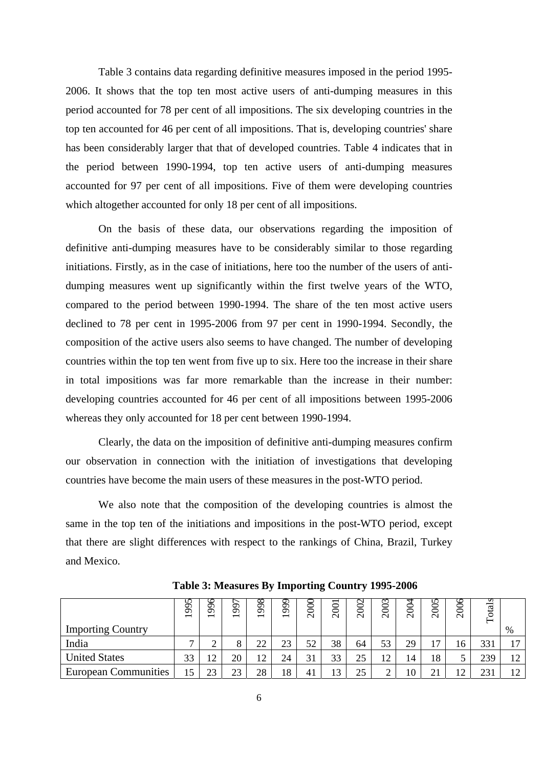Table 3 contains data regarding definitive measures imposed in the period 1995-2006. It shows that the top ten most active users of anti-dumping measures in this period accounted for 78 per cent of all impositions. The six developing countries in the top ten accounted for 46 per cent of all impositions. That is, developing countries' share has been considerably larger that that of developed countries. Table 4 indicates that in the period between 1990-1994, top ten active users of anti-dumping measures accounted for 97 per cent of all impositions. Five of them were developing countries which altogether accounted for only 18 per cent of all impositions.

On the basis of these data, our observations regarding the imposition of definitive anti-dumping measures have to be considerably similar to those regarding initiations. Firstly, as in the case of initiations, here too the number of the users of anti-dumping measures went up significantly within the first twelve years of the WTO, compared to the period between 1990-1994. The share of the ten most active users declined to 78 per cent in 1995-2006 from 97 per cent in 1990-1994. Secondly, the composition of the active users also seems to have changed. The number of developing countries within the top ten went from five up to six. Here too the increase in their share in total impositions was far more remarkable than the increase in their number: developing countries accounted for 46 per cent of all impositions between 1995-2006 whereas they only accounted for 18 per cent between 1990-1994.

Clearly, the data on the imposition of definitive anti-dumping measures confirm our observation in connection with the initiation of investigations that developing countries have become the main users of these measures in the post-WTO period.

We also note that the composition of the developing countries is almost the same in the top ten of the initiations and impositions in the post-WTO period, except that there are slight differences with respect to the rankings of China, Brazil, Turkey and Mexico.

**Table 3: Measures By Importing Country 1995-2006**

| Importing Country | 1995 | 1996 | 1997 | 1998 | 1999 | 2000 | 2001 | 2002 | 2003 | 2004 | 2005 | 2006 | Totals | % |
|---|---|---|---|---|---|---|---|---|---|---|---|---|---|---|
| India | 7 | 2 | 8 | 22 | 23 | 52 | 38 | 64 | 53 | 29 | 17 | 16 | 331 | 17 |
| United States | 33 | 12 | 20 | 12 | 24 | 31 | 33 | 25 | 12 | 14 | 18 | 5 | 239 | 12 |
| European Communities | 15 | 23 | 23 | 28 | 18 | 41 | 13 | 25 | 2 | 10 | 21 | 12 | 231 | 12 |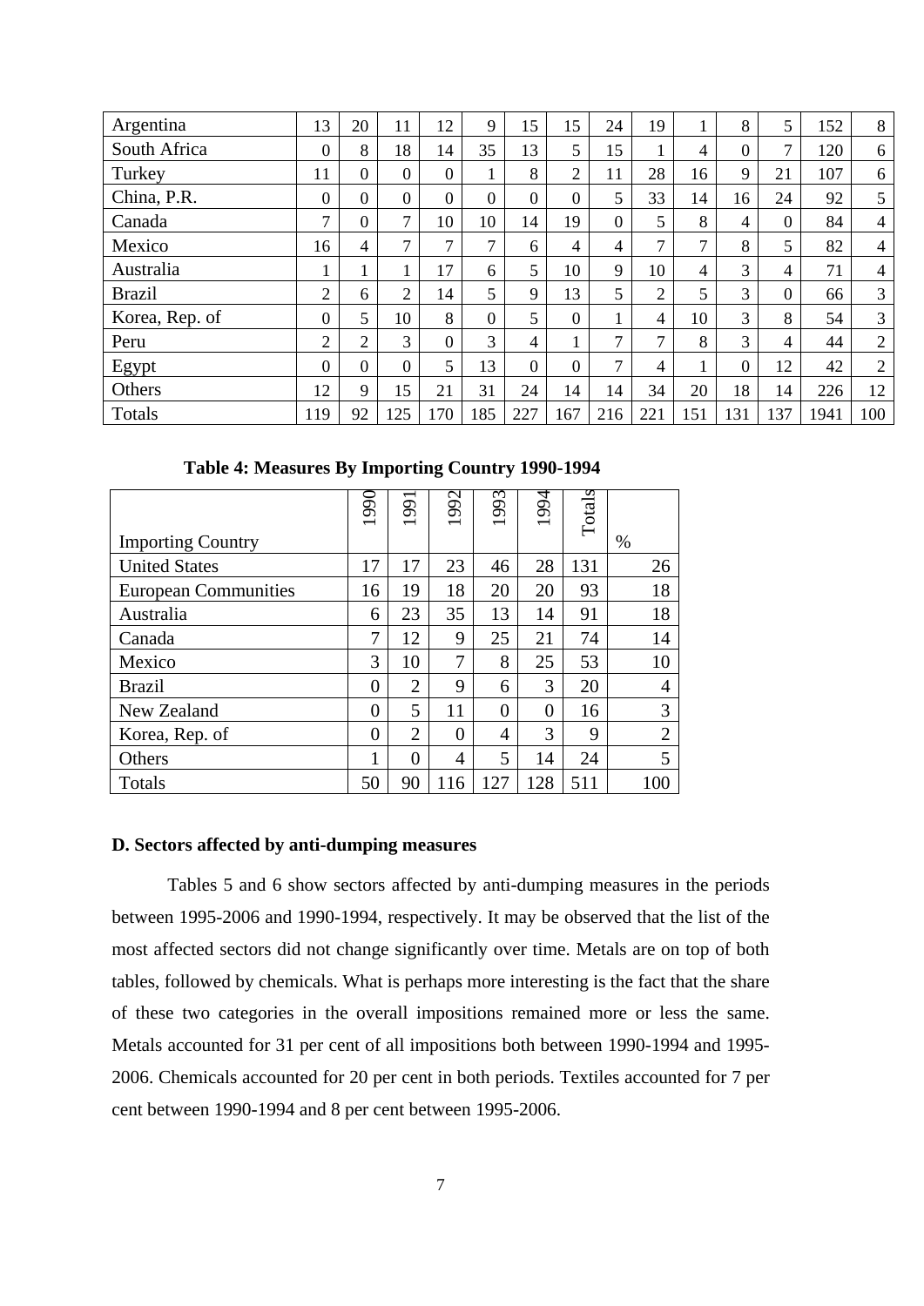| | | | | | | | | | | | | | | |
|---|---|---|---|---|---|---|---|---|---|---|---|---|---|---|
| Argentina | 13 | 20 | 11 | 12 | 9 | 15 | 15 | 24 | 19 | 1 | 8 | 5 | 152 | 8 |
| South Africa | 0 | 8 | 18 | 14 | 35 | 13 | 5 | 15 | 1 | 4 | 0 | 7 | 120 | 6 |
| Turkey | 11 | 0 | 0 | 0 | 1 | 8 | 2 | 11 | 28 | 16 | 9 | 21 | 107 | 6 |
| China, P.R. | 0 | 0 | 0 | 0 | 0 | 0 | 0 | 5 | 33 | 14 | 16 | 24 | 92 | 5 |
| Canada | 7 | 0 | 7 | 10 | 10 | 14 | 19 | 0 | 5 | 8 | 4 | 0 | 84 | 4 |
| Mexico | 16 | 4 | 7 | 7 | 7 | 6 | 4 | 4 | 7 | 7 | 8 | 5 | 82 | 4 |
| Australia | 1 | 1 | 1 | 17 | 6 | 5 | 10 | 9 | 10 | 4 | 3 | 4 | 71 | 4 |
| Brazil | 2 | 6 | 2 | 14 | 5 | 9 | 13 | 5 | 2 | 5 | 3 | 0 | 66 | 3 |
| Korea, Rep. of | 0 | 5 | 10 | 8 | 0 | 5 | 0 | 1 | 4 | 10 | 3 | 8 | 54 | 3 |
| Peru | 2 | 2 | 3 | 0 | 3 | 4 | 1 | 7 | 7 | 8 | 3 | 4 | 44 | 2 |
| Egypt | 0 | 0 | 0 | 5 | 13 | 0 | 0 | 7 | 4 | 1 | 0 | 12 | 42 | 2 |
| Others | 12 | 9 | 15 | 21 | 31 | 24 | 14 | 14 | 34 | 20 | 18 | 14 | 226 | 12 |
| Totals | 119 | 92 | 125 | 170 | 185 | 227 | 167 | 216 | 221 | 151 | 131 | 137 | 1941 | 100 |

**Table 4: Measures By Importing Country 1990-1994**

| Importing Country | 1990 | 1991 | 1992 | 1993 | 1994 | Totals | % |
|---|---|---|---|---|---|---|---|
| United States | 17 | 17 | 23 | 46 | 28 | 131 | 26 |
| European Communities | 16 | 19 | 18 | 20 | 20 | 93 | 18 |
| Australia | 6 | 23 | 35 | 13 | 14 | 91 | 18 |
| Canada | 7 | 12 | 9 | 25 | 21 | 74 | 14 |
| Mexico | 3 | 10 | 7 | 8 | 25 | 53 | 10 |
| Brazil | 0 | 2 | 9 | 6 | 3 | 20 | 4 |
| New Zealand | 0 | 5 | 11 | 0 | 0 | 16 | 3 |
| Korea, Rep. of | 0 | 2 | 0 | 4 | 3 | 9 | 2 |
| Others | 1 | 0 | 4 | 5 | 14 | 24 | 5 |
| Totals | 50 | 90 | 116 | 127 | 128 | 511 | 100 |

### D. Sectors affected by anti-dumping measures

Tables 5 and 6 show sectors affected by anti-dumping measures in the periods between 1995-2006 and 1990-1994, respectively. It may be observed that the list of the most affected sectors did not change significantly over time. Metals are on top of both tables, followed by chemicals. What is perhaps more interesting is the fact that the share of these two categories in the overall impositions remained more or less the same. Metals accounted for 31 per cent of all impositions both between 1990-1994 and 1995-2006. Chemicals accounted for 20 per cent in both periods. Textiles accounted for 7 per cent between 1990-1994 and 8 per cent between 1995-2006.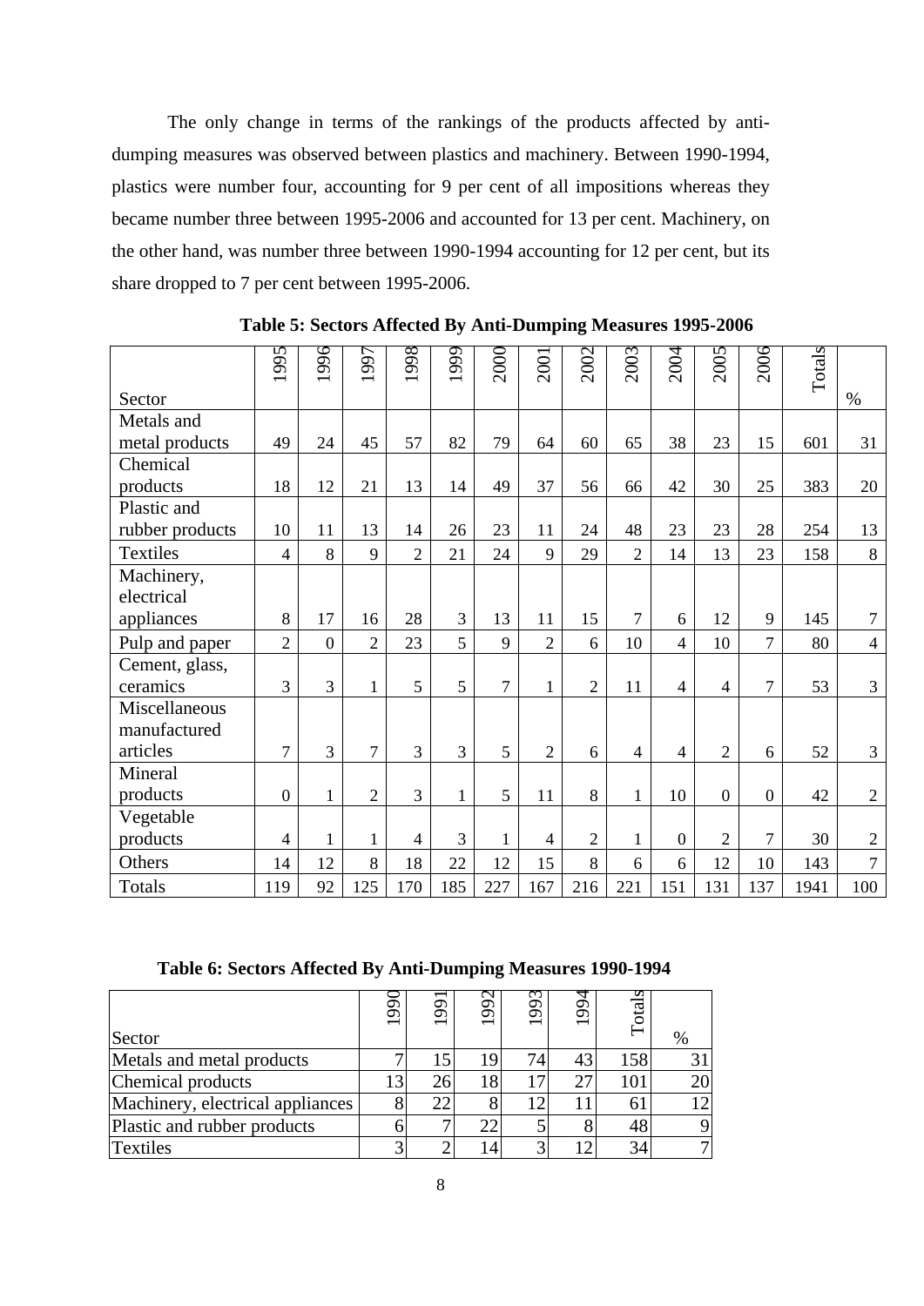The only change in terms of the rankings of the products affected by anti-dumping measures was observed between plastics and machinery. Between 1990-1994, plastics were number four, accounting for 9 per cent of all impositions whereas they became number three between 1995-2006 and accounted for 13 per cent. Machinery, on the other hand, was number three between 1990-1994 accounting for 12 per cent, but its share dropped to 7 per cent between 1995-2006.

**Table 5: Sectors Affected By Anti-Dumping Measures 1995-2006**

| Sector | 1995 | 1996 | 1997 | 1998 | 1999 | 2000 | 2001 | 2002 | 2003 | 2004 | 2005 | 2006 | Totals | % |
|---|---|---|---|---|---|---|---|---|---|---|---|---|---|---|
| Metals and metal products | 49 | 24 | 45 | 57 | 82 | 79 | 64 | 60 | 65 | 38 | 23 | 15 | 601 | 31 |
| Chemical products | 18 | 12 | 21 | 13 | 14 | 49 | 37 | 56 | 66 | 42 | 30 | 25 | 383 | 20 |
| Plastic and rubber products | 10 | 11 | 13 | 14 | 26 | 23 | 11 | 24 | 48 | 23 | 23 | 28 | 254 | 13 |
| Textiles | 4 | 8 | 9 | 2 | 21 | 24 | 9 | 29 | 2 | 14 | 13 | 23 | 158 | 8 |
| Machinery, electrical appliances | 8 | 17 | 16 | 28 | 3 | 13 | 11 | 15 | 7 | 6 | 12 | 9 | 145 | 7 |
| Pulp and paper | 2 | 0 | 2 | 23 | 5 | 9 | 2 | 6 | 10 | 4 | 10 | 7 | 80 | 4 |
| Cement, glass, ceramics | 3 | 3 | 1 | 5 | 5 | 7 | 1 | 2 | 11 | 4 | 4 | 7 | 53 | 3 |
| Miscellaneous manufactured articles | 7 | 3 | 7 | 3 | 3 | 5 | 2 | 6 | 4 | 4 | 2 | 6 | 52 | 3 |
| Mineral products | 0 | 1 | 2 | 3 | 1 | 5 | 11 | 8 | 1 | 10 | 0 | 0 | 42 | 2 |
| Vegetable products | 4 | 1 | 1 | 4 | 3 | 1 | 4 | 2 | 1 | 0 | 2 | 7 | 30 | 2 |
| Others | 14 | 12 | 8 | 18 | 22 | 12 | 15 | 8 | 6 | 6 | 12 | 10 | 143 | 7 |
| Totals | 119 | 92 | 125 | 170 | 185 | 227 | 167 | 216 | 221 | 151 | 131 | 137 | 1941 | 100 |

**Table 6: Sectors Affected By Anti-Dumping Measures 1990-1994**

| Sector | 1990 | 1991 | 1992 | 1993 | 1994 | Totals | % |
|---|---|---|---|---|---|---|---|
| Metals and metal products | 7 | 15 | 19 | 74 | 43 | 158 | 31 |
| Chemical products | 13 | 26 | 18 | 17 | 27 | 101 | 20 |
| Machinery, electrical appliances | 8 | 22 | 8 | 12 | 11 | 61 | 12 |
| Plastic and rubber products | 6 | 7 | 22 | 5 | 8 | 48 | 9 |
| Textiles | 3 | 2 | 14 | 3 | 12 | 34 | 7 |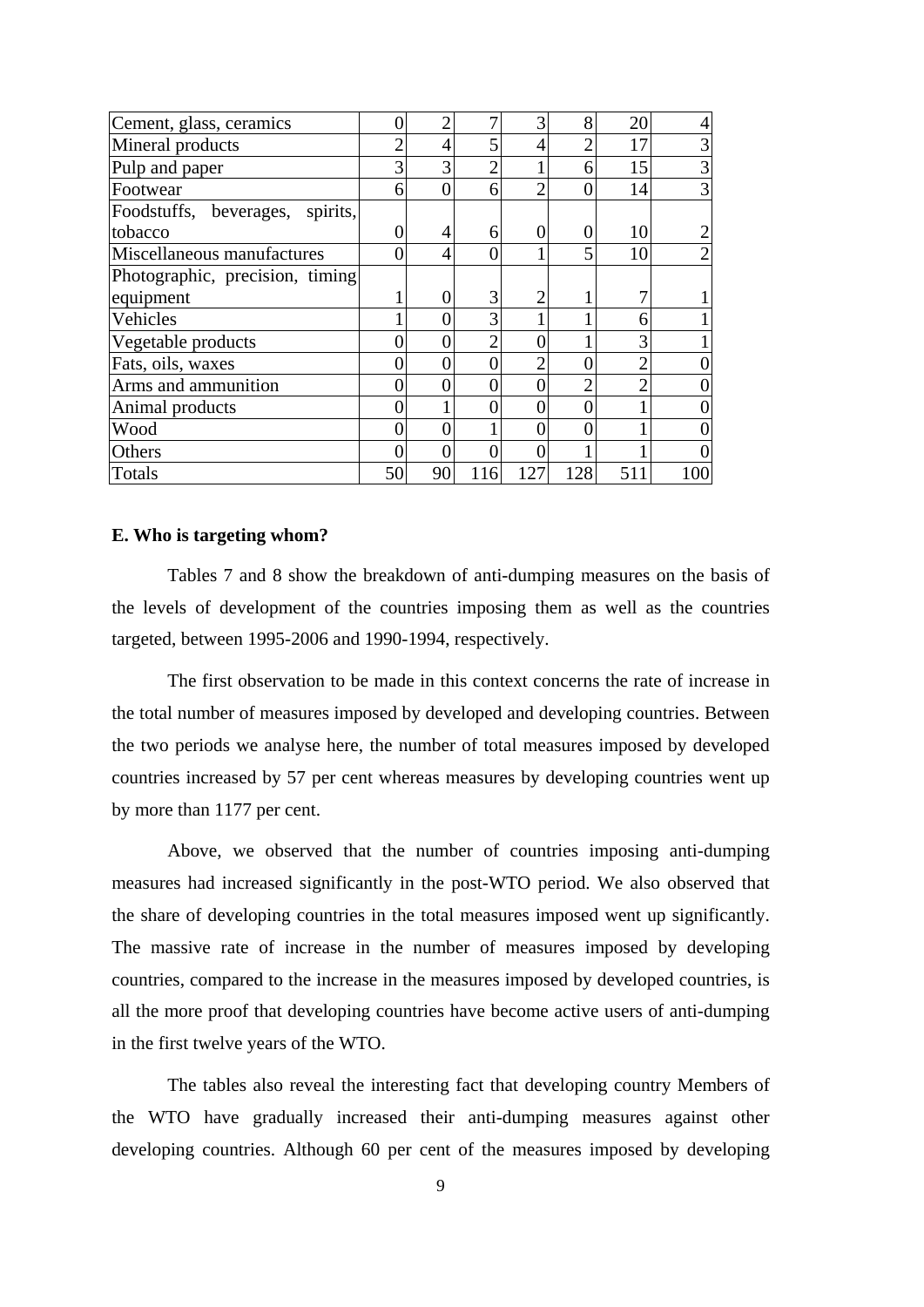| | | | | | | | |
|---|---|---|---|---|---|---|---|
| Cement, glass, ceramics | 0 | 2 | 7 | 3 | 8 | 20 | 4 |
| Mineral products | 2 | 4 | 5 | 4 | 2 | 17 | 3 |
| Pulp and paper | 3 | 3 | 2 | 1 | 6 | 15 | 3 |
| Footwear | 6 | 0 | 6 | 2 | 0 | 14 | 3 |
| Foodstuffs, beverages, spirits, tobacco | 0 | 4 | 6 | 0 | 0 | 10 | 2 |
| Miscellaneous manufactures | 0 | 4 | 0 | 1 | 5 | 10 | 2 |
| Photographic, precision, timing equipment | 1 | 0 | 3 | 2 | 1 | 7 | 1 |
| Vehicles | 1 | 0 | 3 | 1 | 1 | 6 | 1 |
| Vegetable products | 0 | 0 | 2 | 0 | 1 | 3 | 1 |
| Fats, oils, waxes | 0 | 0 | 0 | 2 | 0 | 2 | 0 |
| Arms and ammunition | 0 | 0 | 0 | 0 | 2 | 2 | 0 |
| Animal products | 0 | 1 | 0 | 0 | 0 | 1 | 0 |
| Wood | 0 | 0 | 1 | 0 | 0 | 1 | 0 |
| Others | 0 | 0 | 0 | 0 | 1 | 1 | 0 |
| Totals | 50 | 90 | 116 | 127 | 128 | 511 | 100 |

**E. Who is targeting whom?**

Tables 7 and 8 show the breakdown of anti-dumping measures on the basis of the levels of development of the countries imposing them as well as the countries targeted, between 1995-2006 and 1990-1994, respectively.

The first observation to be made in this context concerns the rate of increase in the total number of measures imposed by developed and developing countries. Between the two periods we analyse here, the number of total measures imposed by developed countries increased by 57 per cent whereas measures by developing countries went up by more than 1177 per cent.

Above, we observed that the number of countries imposing anti-dumping measures had increased significantly in the post-WTO period. We also observed that the share of developing countries in the total measures imposed went up significantly. The massive rate of increase in the number of measures imposed by developing countries, compared to the increase in the measures imposed by developed countries, is all the more proof that developing countries have become active users of anti-dumping in the first twelve years of the WTO.

The tables also reveal the interesting fact that developing country Members of the WTO have gradually increased their anti-dumping measures against other developing countries. Although 60 per cent of the measures imposed by developing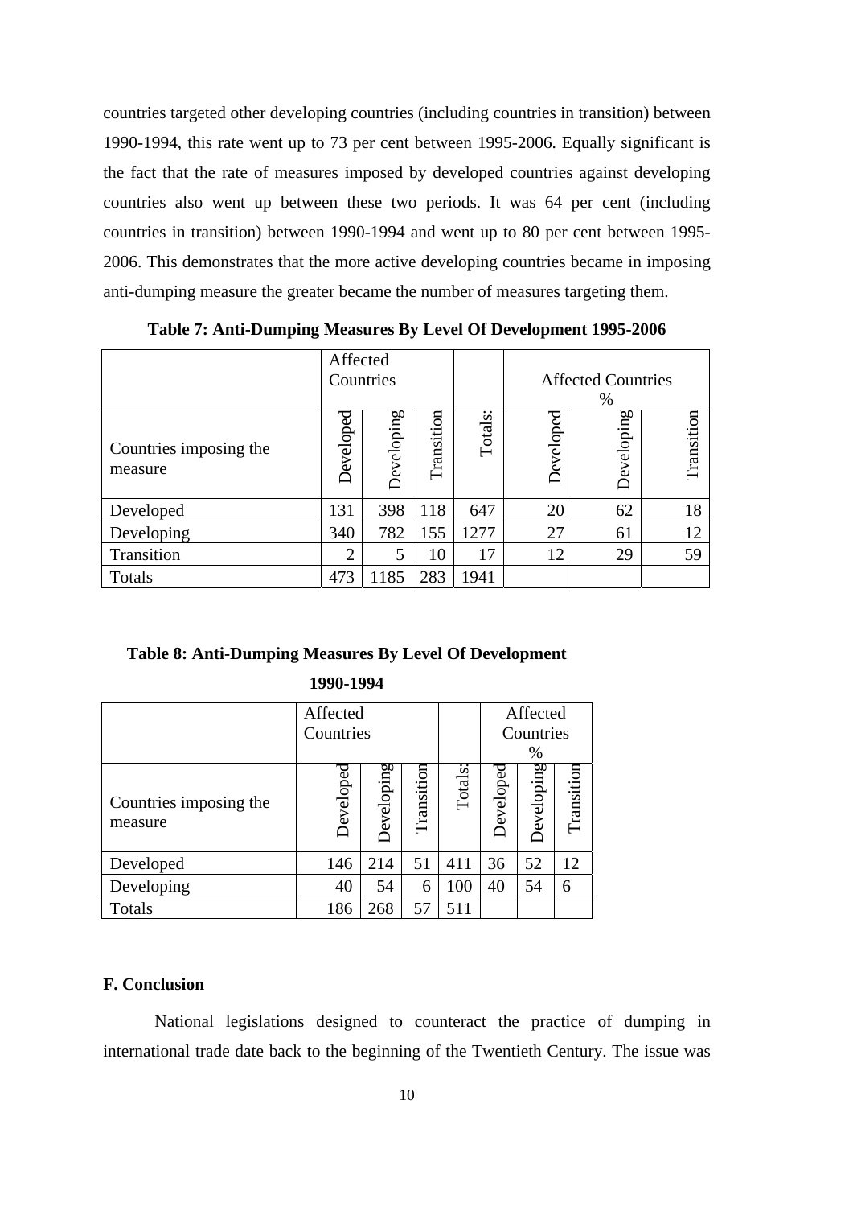countries targeted other developing countries (including countries in transition) between 1990-1994, this rate went up to 73 per cent between 1995-2006. Equally significant is the fact that the rate of measures imposed by developed countries against developing countries also went up between these two periods. It was 64 per cent (including countries in transition) between 1990-1994 and went up to 80 per cent between 1995-2006. This demonstrates that the more active developing countries became in imposing anti-dumping measure the greater became the number of measures targeting them.

**Table 7: Anti-Dumping Measures By Level Of Development 1995-2006**

| | Affected Countries | | | | Affected Countries % | | |
|---|---|---|---|---|---|---|---|
| Countries imposing the measure | Developed | Developing | Transition | Totals: | Developed | Developing | Transition |
| Developed | 131 | 398 | 118 | 647 | 20 | 62 | 18 |
| Developing | 340 | 782 | 155 | 1277 | 27 | 61 | 12 |
| Transition | 2 | 5 | 10 | 17 | 12 | 29 | 59 |
| Totals | 473 | 1185 | 283 | 1941 | | | |

**Table 8: Anti-Dumping Measures By Level Of Development 1990-1994**

| | Affected Countries | | | | Affected Countries % | | |
|---|---|---|---|---|---|---|---|
| Countries imposing the measure | Developed | Developing | Transition | Totals: | Developed | Developing | Transition |
| Developed | 146 | 214 | 51 | 411 | 36 | 52 | 12 |
| Developing | 40 | 54 | 6 | 100 | 40 | 54 | 6 |
| Totals | 186 | 268 | 57 | 511 | | | |

### F. Conclusion

National legislations designed to counteract the practice of dumping in international trade date back to the beginning of the Twentieth Century. The issue was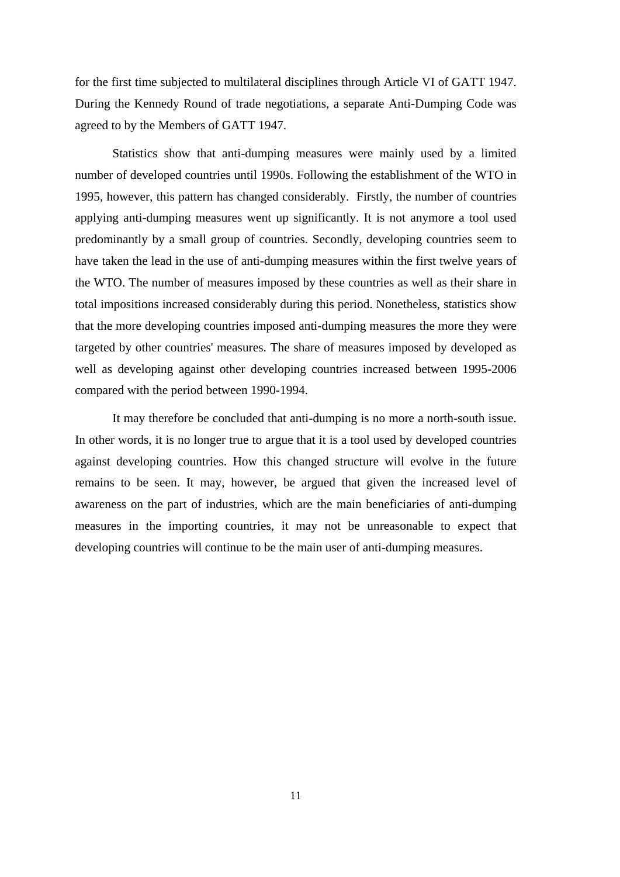for the first time subjected to multilateral disciplines through Article VI of GATT 1947. During the Kennedy Round of trade negotiations, a separate Anti-Dumping Code was agreed to by the Members of GATT 1947.

Statistics show that anti-dumping measures were mainly used by a limited number of developed countries until 1990s. Following the establishment of the WTO in 1995, however, this pattern has changed considerably. Firstly, the number of countries applying anti-dumping measures went up significantly. It is not anymore a tool used predominantly by a small group of countries. Secondly, developing countries seem to have taken the lead in the use of anti-dumping measures within the first twelve years of the WTO. The number of measures imposed by these countries as well as their share in total impositions increased considerably during this period. Nonetheless, statistics show that the more developing countries imposed anti-dumping measures the more they were targeted by other countries' measures. The share of measures imposed by developed as well as developing against other developing countries increased between 1995-2006 compared with the period between 1990-1994.

It may therefore be concluded that anti-dumping is no more a north-south issue. In other words, it is no longer true to argue that it is a tool used by developed countries against developing countries. How this changed structure will evolve in the future remains to be seen. It may, however, be argued that given the increased level of awareness on the part of industries, which are the main beneficiaries of anti-dumping measures in the importing countries, it may not be unreasonable to expect that developing countries will continue to be the main user of anti-dumping measures.